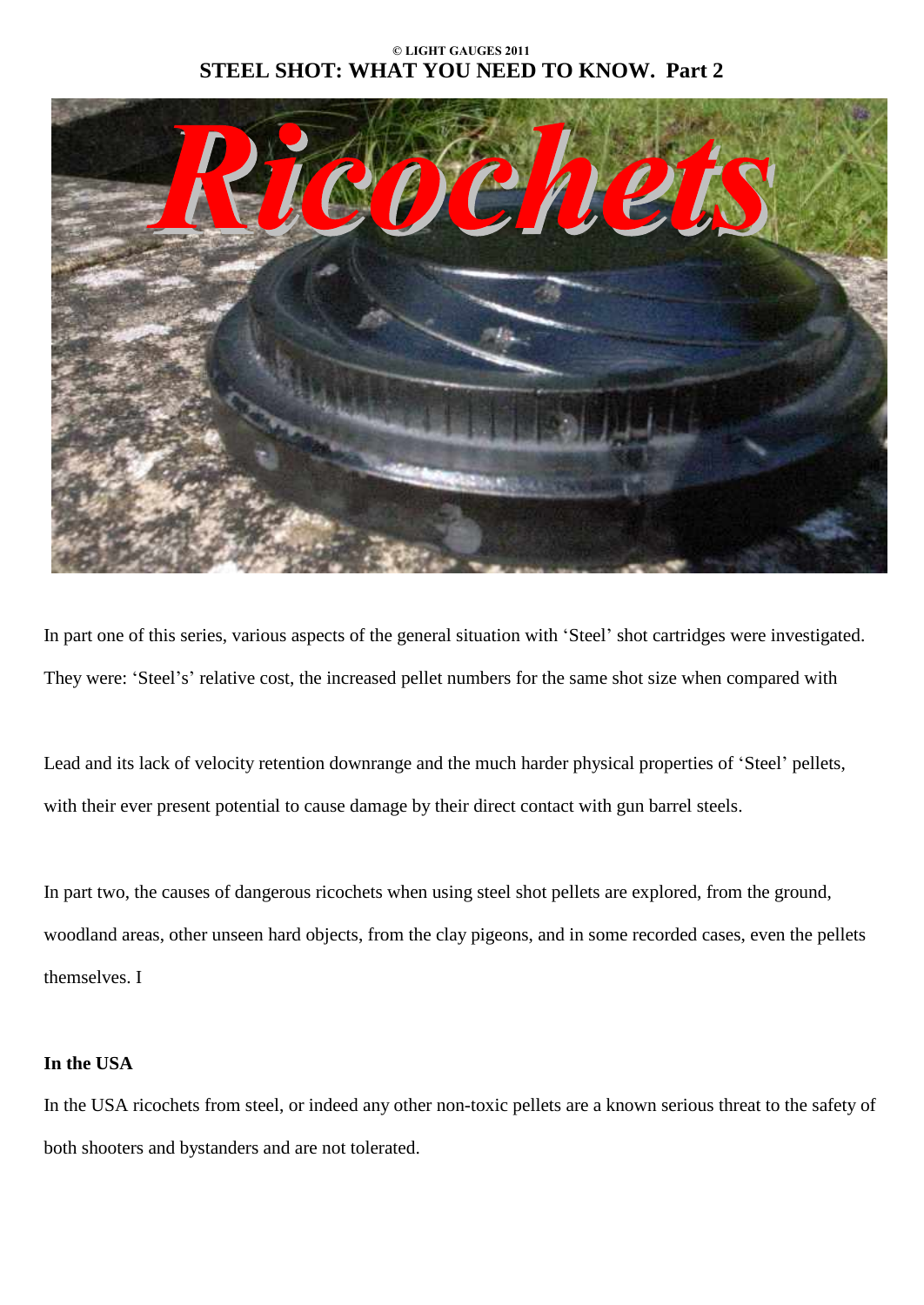© LIGHT GAUGES 2011

# STEEL SHOT: WHAT YOU NEED TO KNOW. Part 2

## Ricochets

In part one of this series, various aspects of the general situation with 'Steel' shot cartridges were investigated. They were: 'Steel's' relative cost, the increased pellet numbers for the same shot size when compared with

Lead and its lack of velocity retention downrange and the much harder physical properties of 'Steel' pellets, with their ever present potential to cause damage by their direct contact with gun barrel steels.

In part two, the causes of dangerous ricochets when using steel shot pellets are explored, from the ground, woodland areas, other unseen hard objects, from the clay pigeons, and in some recorded cases, even the pellets themselves. I

**In the USA**

In the USA ricochets from steel, or indeed any other non-toxic pellets are a known serious threat to the safety of both shooters and bystanders and are not tolerated.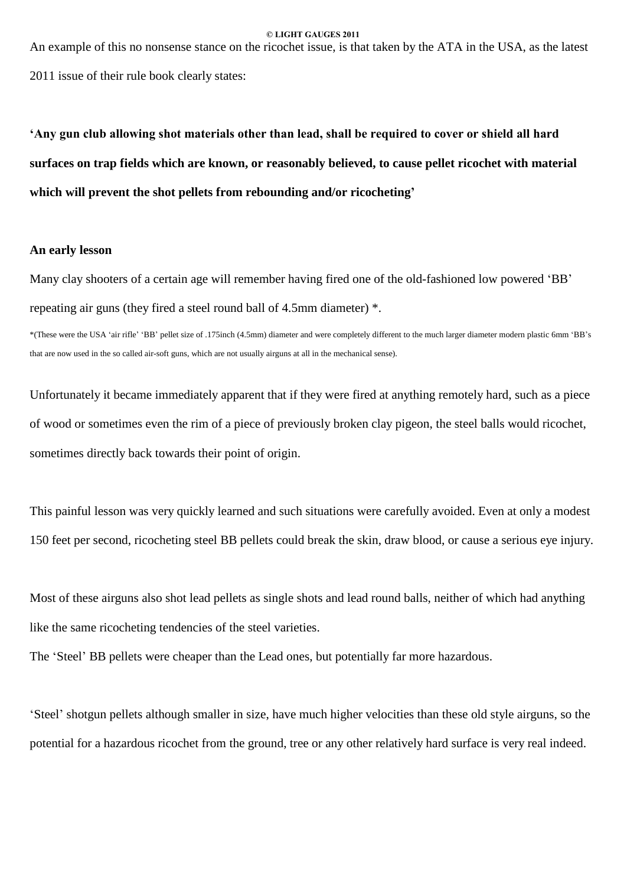An example of this no nonsense stance on the ricochet issue, is that taken by the ATA in the USA, as the latest 2011 issue of their rule book clearly states:

**'Any gun club allowing shot materials other than lead, shall be required to cover or shield all hard surfaces on trap fields which are known, or reasonably believed, to cause pellet ricochet with material which will prevent the shot pellets from rebounding and/or ricocheting'**

**An early lesson**

Many clay shooters of a certain age will remember having fired one of the old-fashioned low powered 'BB' repeating air guns (they fired a steel round ball of 4.5mm diameter) *.

*(These were the USA 'air rifle' 'BB' pellet size of .175inch (4.5mm) diameter and were completely different to the much larger diameter modern plastic 6mm 'BB's that are now used in the so called air-soft guns, which are not usually airguns at all in the mechanical sense).

Unfortunately it became immediately apparent that if they were fired at anything remotely hard, such as a piece of wood or sometimes even the rim of a piece of previously broken clay pigeon, the steel balls would ricochet, sometimes directly back towards their point of origin.

This painful lesson was very quickly learned and such situations were carefully avoided. Even at only a modest 150 feet per second, ricocheting steel BB pellets could break the skin, draw blood, or cause a serious eye injury.

Most of these airguns also shot lead pellets as single shots and lead round balls, neither of which had anything like the same ricocheting tendencies of the steel varieties.
The 'Steel' BB pellets were cheaper than the Lead ones, but potentially far more hazardous.

'Steel' shotgun pellets although smaller in size, have much higher velocities than these old style airguns, so the potential for a hazardous ricochet from the ground, tree or any other relatively hard surface is very real indeed.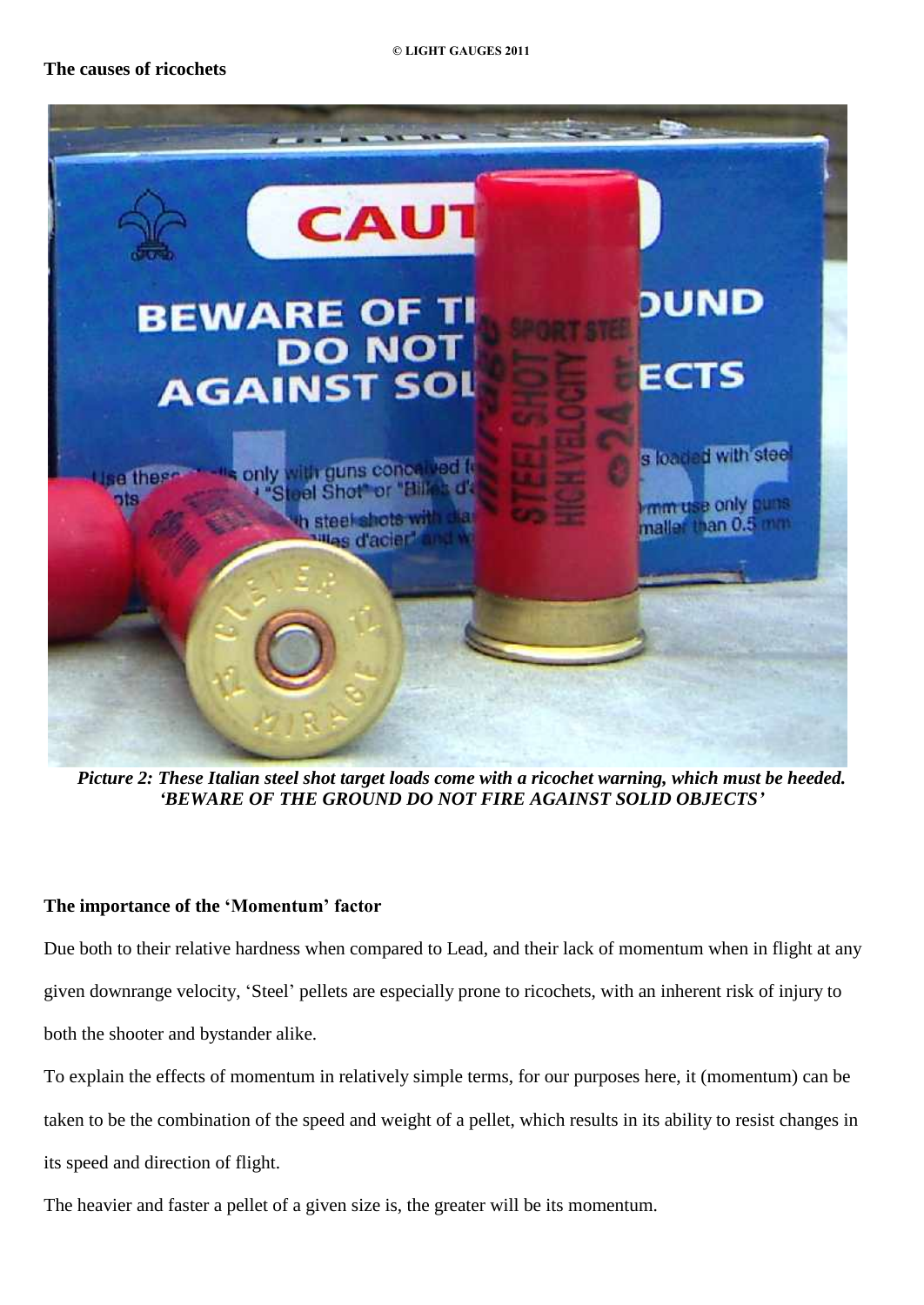**The causes of ricochets**

*Picture 2: These Italian steel shot target loads come with a ricochet warning, which must be heeded. 'BEWARE OF THE GROUND DO NOT FIRE AGAINST SOLID OBJECTS'*

**The importance of the 'Momentum' factor**

Due both to their relative hardness when compared to Lead, and their lack of momentum when in flight at any given downrange velocity, 'Steel' pellets are especially prone to ricochets, with an inherent risk of injury to both the shooter and bystander alike.

To explain the effects of momentum in relatively simple terms, for our purposes here, it (momentum) can be taken to be the combination of the speed and weight of a pellet, which results in its ability to resist changes in its speed and direction of flight.

The heavier and faster a pellet of a given size is, the greater will be its momentum.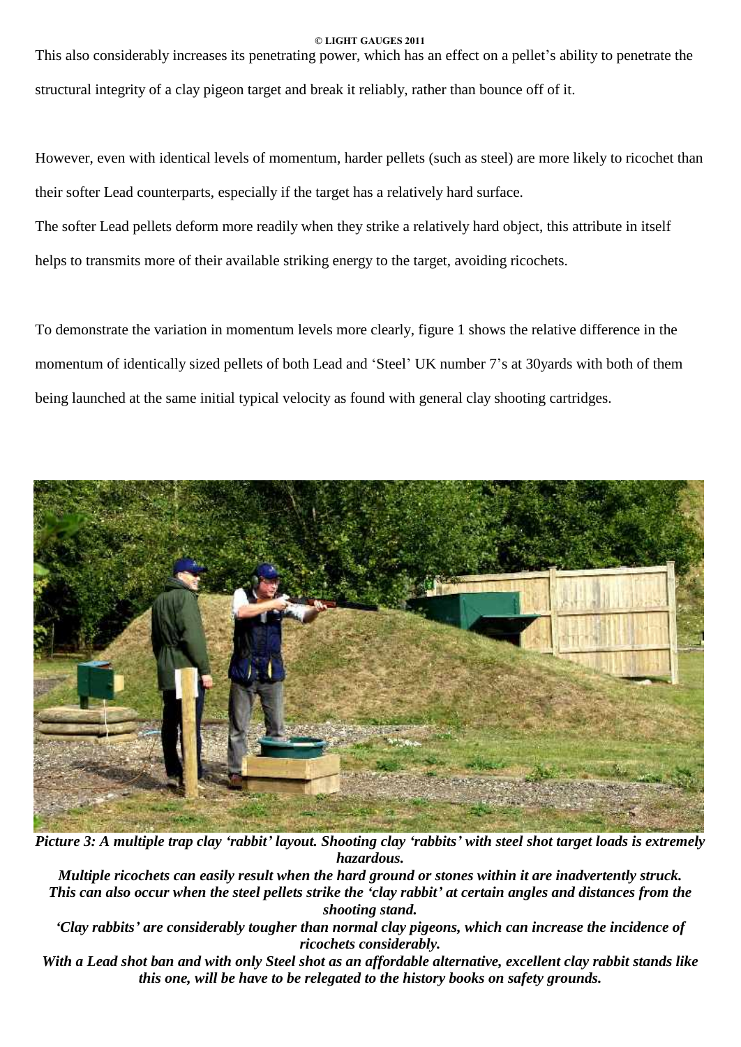This also considerably increases its penetrating power, which has an effect on a pellet's ability to penetrate the structural integrity of a clay pigeon target and break it reliably, rather than bounce off of it.

However, even with identical levels of momentum, harder pellets (such as steel) are more likely to ricochet than their softer Lead counterparts, especially if the target has a relatively hard surface.

The softer Lead pellets deform more readily when they strike a relatively hard object, this attribute in itself helps to transmits more of their available striking energy to the target, avoiding ricochets.

To demonstrate the variation in momentum levels more clearly, figure 1 shows the relative difference in the momentum of identically sized pellets of both Lead and 'Steel' UK number 7's at 30yards with both of them being launched at the same initial typical velocity as found with general clay shooting cartridges.

***Picture 3: A multiple trap clay 'rabbit' layout. Shooting clay 'rabbits' with steel shot target loads is extremely hazardous.***

***Multiple ricochets can easily result when the hard ground or stones within it are inadvertently struck. This can also occur when the steel pellets strike the 'clay rabbit' at certain angles and distances from the shooting stand.***

***'Clay rabbits' are considerably tougher than normal clay pigeons, which can increase the incidence of ricochets considerably.***

***With a Lead shot ban and with only Steel shot as an affordable alternative, excellent clay rabbit stands like this one, will be have to be relegated to the history books on safety grounds.***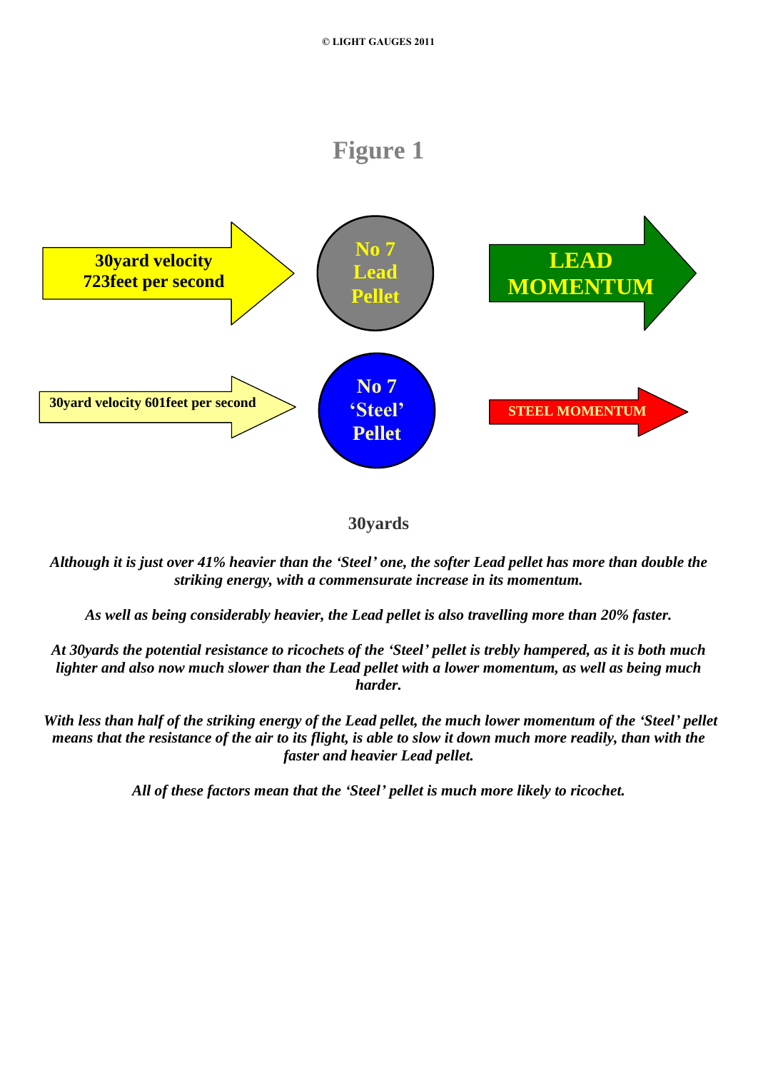# Figure 1

30yard velocity 723feet per second

No 7 Lead Pellet

LEAD MOMENTUM

30yard velocity 601feet per second

No 7 'Steel' Pellet

STEEL MOMENTUM

**30yards**

***Although it is just over 41% heavier than the 'Steel' one, the softer Lead pellet has more than double the striking energy, with a commensurate increase in its momentum.***

***As well as being considerably heavier, the Lead pellet is also travelling more than 20% faster.***

***At 30yards the potential resistance to ricochets of the 'Steel' pellet is trebly hampered, as it is both much lighter and also now much slower than the Lead pellet with a lower momentum, as well as being much harder.***

***With less than half of the striking energy of the Lead pellet, the much lower momentum of the 'Steel' pellet means that the resistance of the air to its flight, is able to slow it down much more readily, than with the faster and heavier Lead pellet.***

***All of these factors mean that the 'Steel' pellet is much more likely to ricochet.***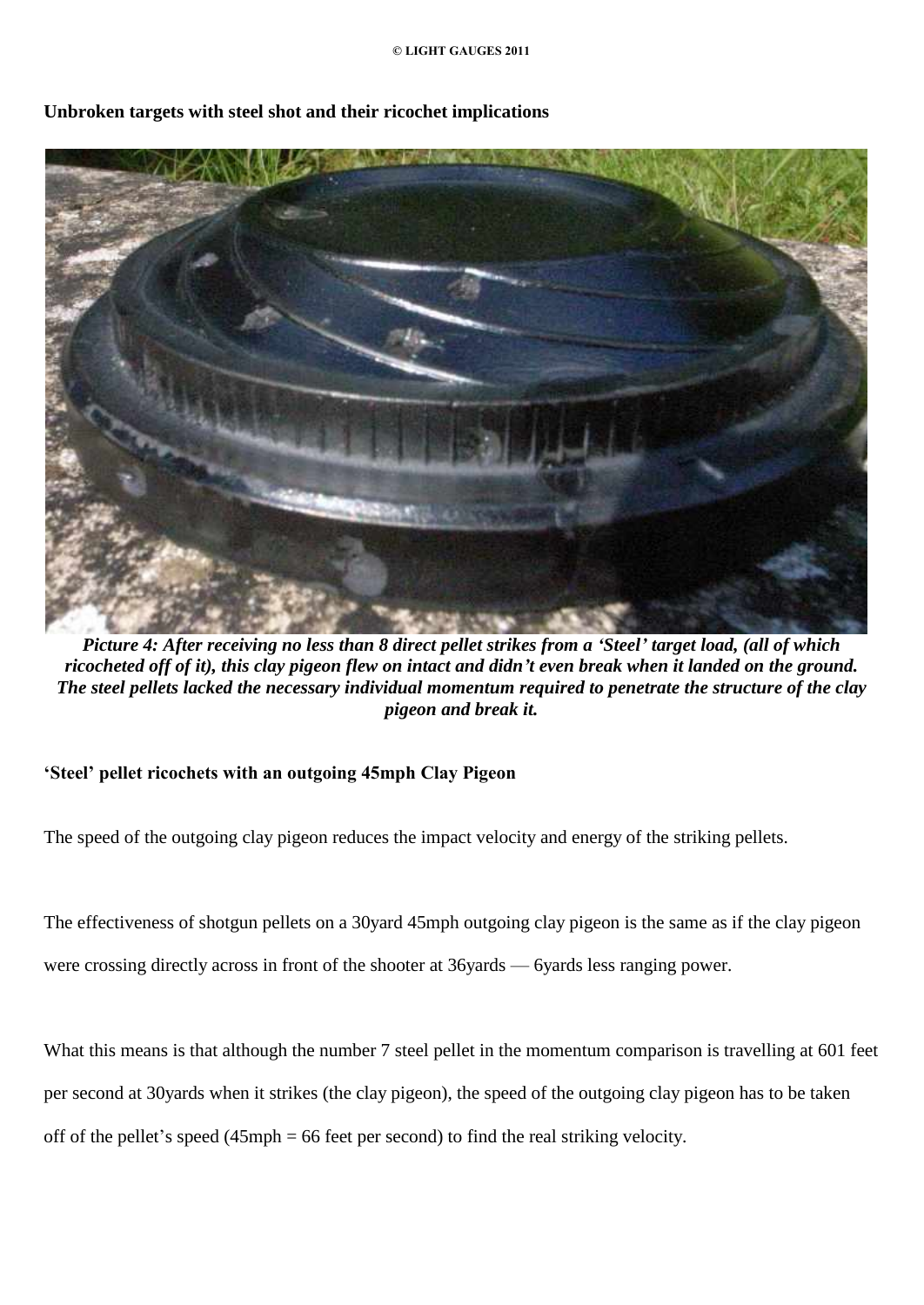**Unbroken targets with steel shot and their ricochet implications**

***Picture 4: After receiving no less than 8 direct pellet strikes from a 'Steel' target load, (all of which ricocheted off of it), this clay pigeon flew on intact and didn't even break when it landed on the ground. The steel pellets lacked the necessary individual momentum required to penetrate the structure of the clay pigeon and break it.***

**'Steel' pellet ricochets with an outgoing 45mph Clay Pigeon**

The speed of the outgoing clay pigeon reduces the impact velocity and energy of the striking pellets.

The effectiveness of shotgun pellets on a 30yard 45mph outgoing clay pigeon is the same as if the clay pigeon were crossing directly across in front of the shooter at 36yards — 6yards less ranging power.

What this means is that although the number 7 steel pellet in the momentum comparison is travelling at 601 feet per second at 30yards when it strikes (the clay pigeon), the speed of the outgoing clay pigeon has to be taken off of the pellet's speed (45mph = 66 feet per second) to find the real striking velocity.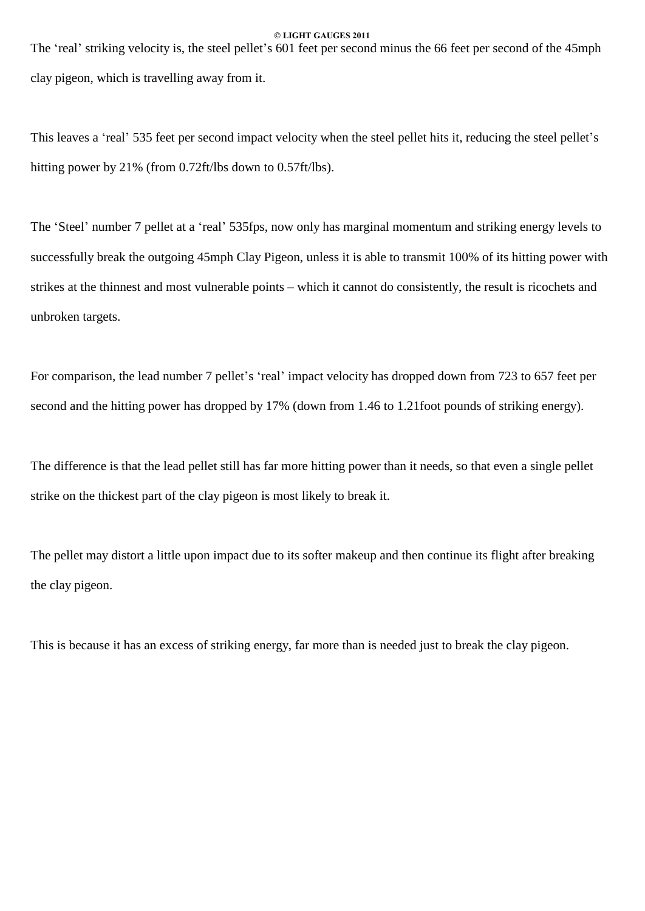The 'real' striking velocity is, the steel pellet's 601 feet per second minus the 66 feet per second of the 45mph clay pigeon, which is travelling away from it.

This leaves a 'real' 535 feet per second impact velocity when the steel pellet hits it, reducing the steel pellet's hitting power by 21% (from 0.72ft/lbs down to 0.57ft/lbs).

The 'Steel' number 7 pellet at a 'real' 535fps, now only has marginal momentum and striking energy levels to successfully break the outgoing 45mph Clay Pigeon, unless it is able to transmit 100% of its hitting power with strikes at the thinnest and most vulnerable points – which it cannot do consistently, the result is ricochets and unbroken targets.

For comparison, the lead number 7 pellet's 'real' impact velocity has dropped down from 723 to 657 feet per second and the hitting power has dropped by 17% (down from 1.46 to 1.21foot pounds of striking energy).

The difference is that the lead pellet still has far more hitting power than it needs, so that even a single pellet strike on the thickest part of the clay pigeon is most likely to break it.

The pellet may distort a little upon impact due to its softer makeup and then continue its flight after breaking the clay pigeon.

This is because it has an excess of striking energy, far more than is needed just to break the clay pigeon.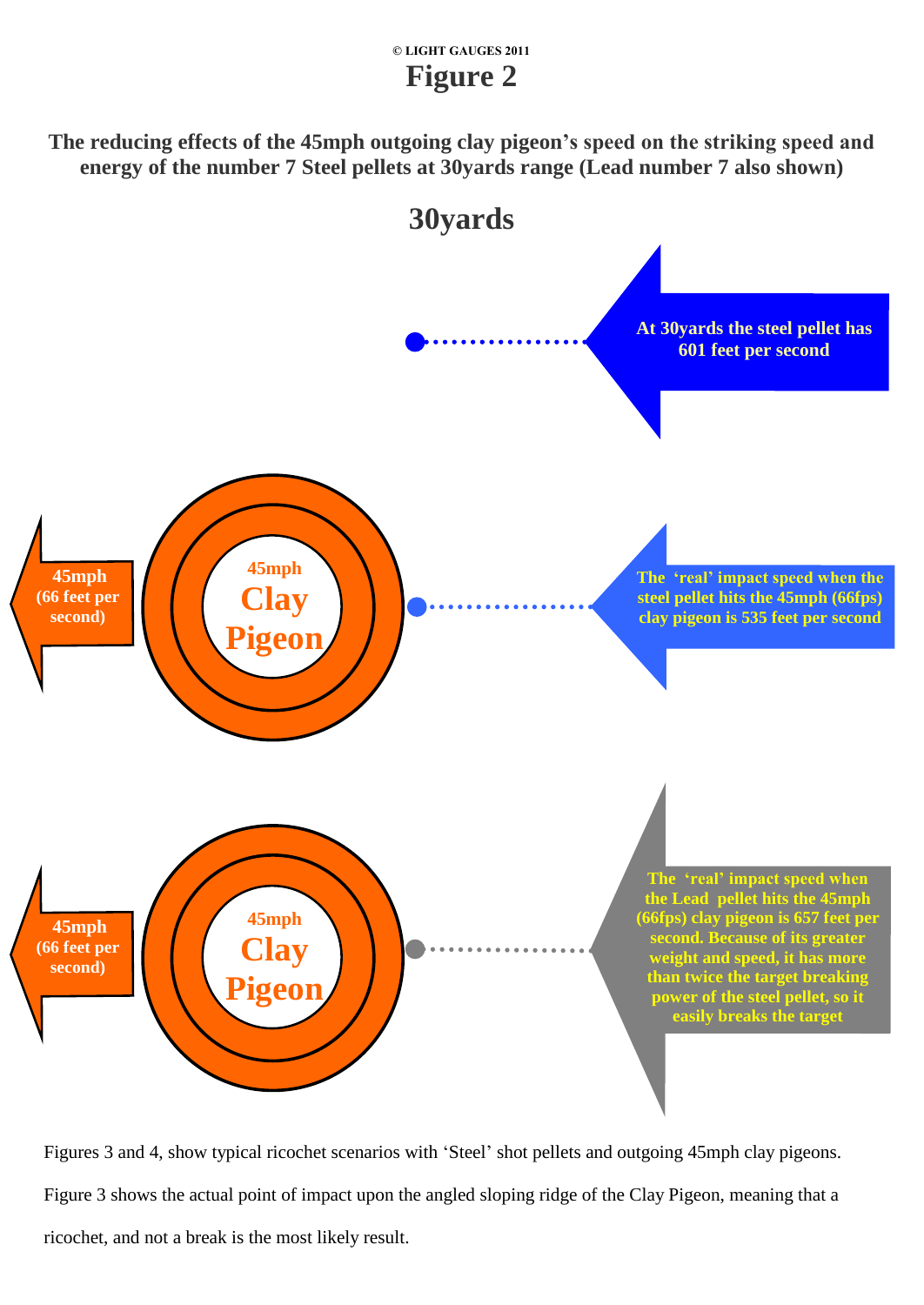© LIGHT GAUGES 2011

# Figure 2

**The reducing effects of the 45mph outgoing clay pigeon's speed on the striking speed and energy of the number 7 Steel pellets at 30yards range (Lead number 7 also shown)**

## 30yards

**At 30yards the steel pellet has 601 feet per second**

**45mph (66 feet per second)**

**45mph Clay Pigeon**

**The 'real' impact speed when the steel pellet hits the 45mph (66fps) clay pigeon is 535 feet per second**

**45mph (66 feet per second)**

**45mph Clay Pigeon**

**The 'real' impact speed when the Lead pellet hits the 45mph (66fps) clay pigeon is 657 feet per second. Because of its greater weight and speed, it has more than twice the target breaking power of the steel pellet, so it easily breaks the target**

Figures 3 and 4, show typical ricochet scenarios with 'Steel' shot pellets and outgoing 45mph clay pigeons.

Figure 3 shows the actual point of impact upon the angled sloping ridge of the Clay Pigeon, meaning that a ricochet, and not a break is the most likely result.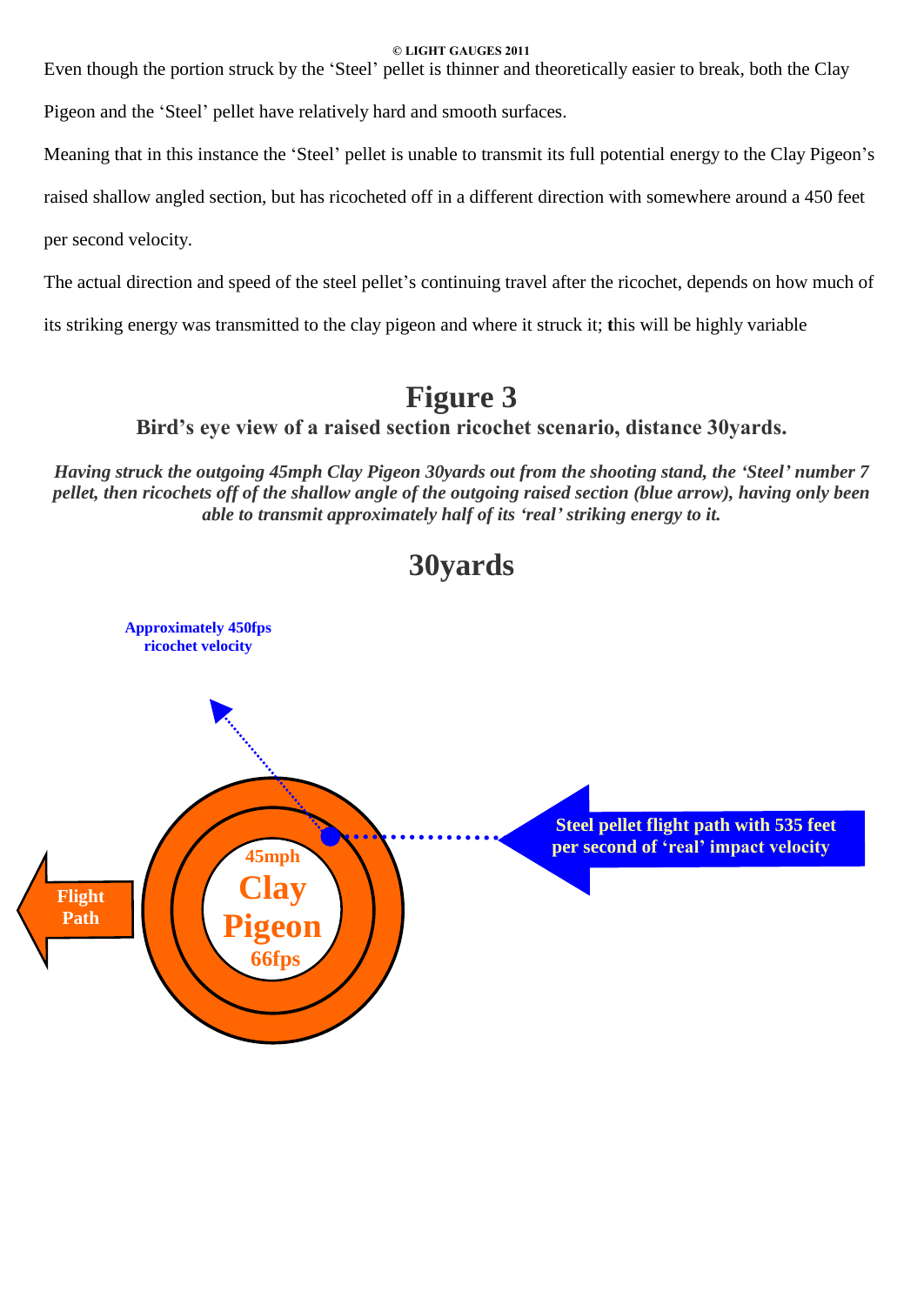Even though the portion struck by the 'Steel' pellet is thinner and theoretically easier to break, both the Clay Pigeon and the 'Steel' pellet have relatively hard and smooth surfaces.

Meaning that in this instance the 'Steel' pellet is unable to transmit its full potential energy to the Clay Pigeon's raised shallow angled section, but has ricocheted off in a different direction with somewhere around a 450 feet per second velocity.

The actual direction and speed of the steel pellet's continuing travel after the ricochet, depends on how much of its striking energy was transmitted to the clay pigeon and where it struck it; this will be highly variable

## Figure 3

### Bird's eye view of a raised section ricochet scenario, distance 30yards.

***Having struck the outgoing 45mph Clay Pigeon 30yards out from the shooting stand, the 'Steel' number 7 pellet, then ricochets off of the shallow angle of the outgoing raised section (blue arrow), having only been able to transmit approximately half of its 'real' striking energy to it.***

## 30yards

**Approximately 450fps ricochet velocity**

**Steel pellet flight path with 535 feet per second of 'real' impact velocity**

**45mph Clay Pigeon 66fps**

**Flight Path**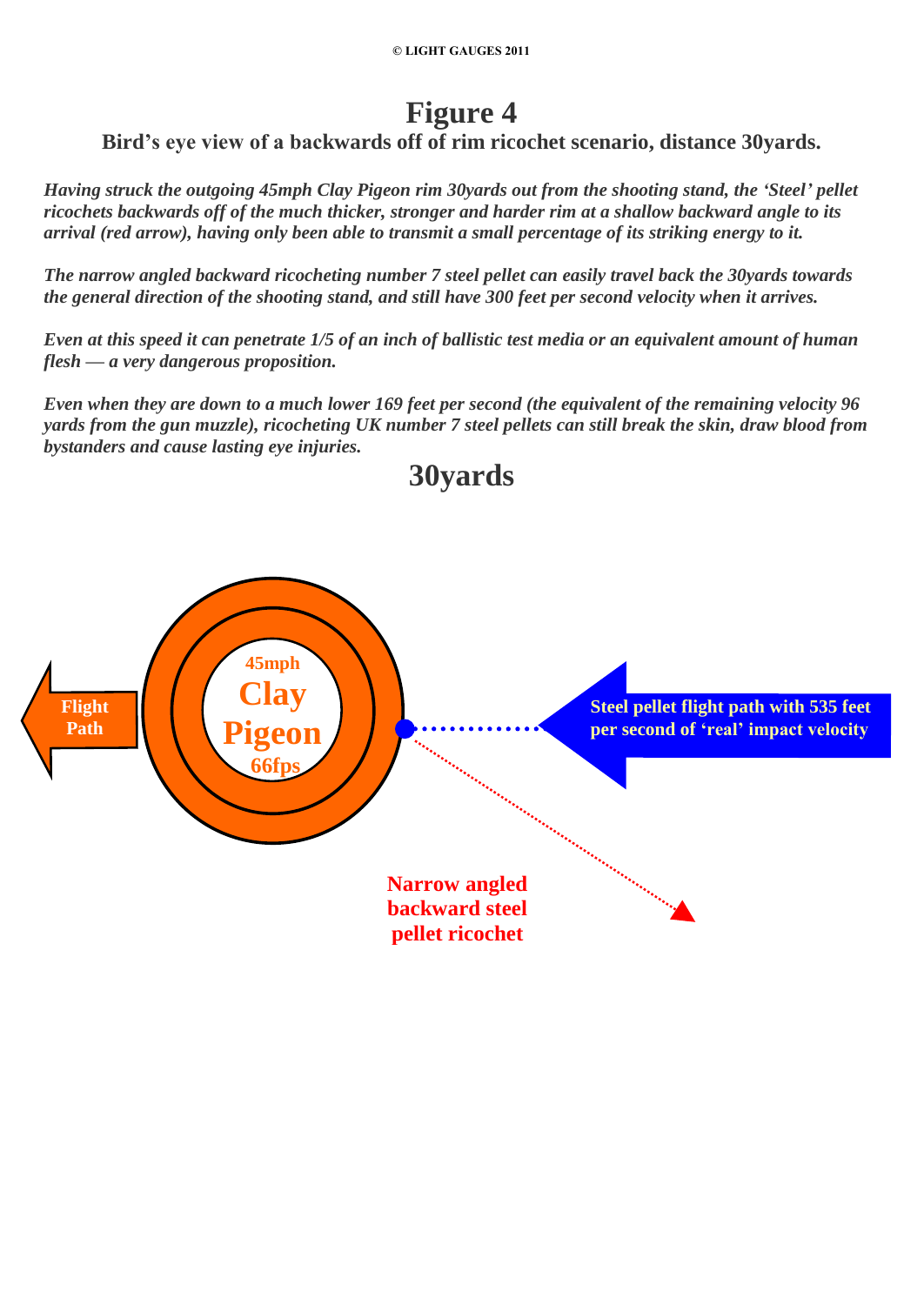© LIGHT GAUGES 2011

# Figure 4

## Bird's eye view of a backwards off of rim ricochet scenario, distance 30yards.

*Having struck the outgoing 45mph Clay Pigeon rim 30yards out from the shooting stand, the 'Steel' pellet ricochets backwards off of the much thicker, stronger and harder rim at a shallow backward angle to its arrival (red arrow), having only been able to transmit a small percentage of its striking energy to it.*

*The narrow angled backward ricocheting number 7 steel pellet can easily travel back the 30yards towards the general direction of the shooting stand, and still have 300 feet per second velocity when it arrives.*

*Even at this speed it can penetrate 1/5 of an inch of ballistic test media or an equivalent amount of human flesh — a very dangerous proposition.*

*Even when they are down to a much lower 169 feet per second (the equivalent of the remaining velocity 96 yards from the gun muzzle), ricocheting UK number 7 steel pellets can still break the skin, draw blood from bystanders and cause lasting eye injuries.*

## 30yards

Flight Path

45mph Clay Pigeon 66fps

Steel pellet flight path with 535 feet per second of 'real' impact velocity

Narrow angled backward steel pellet ricochet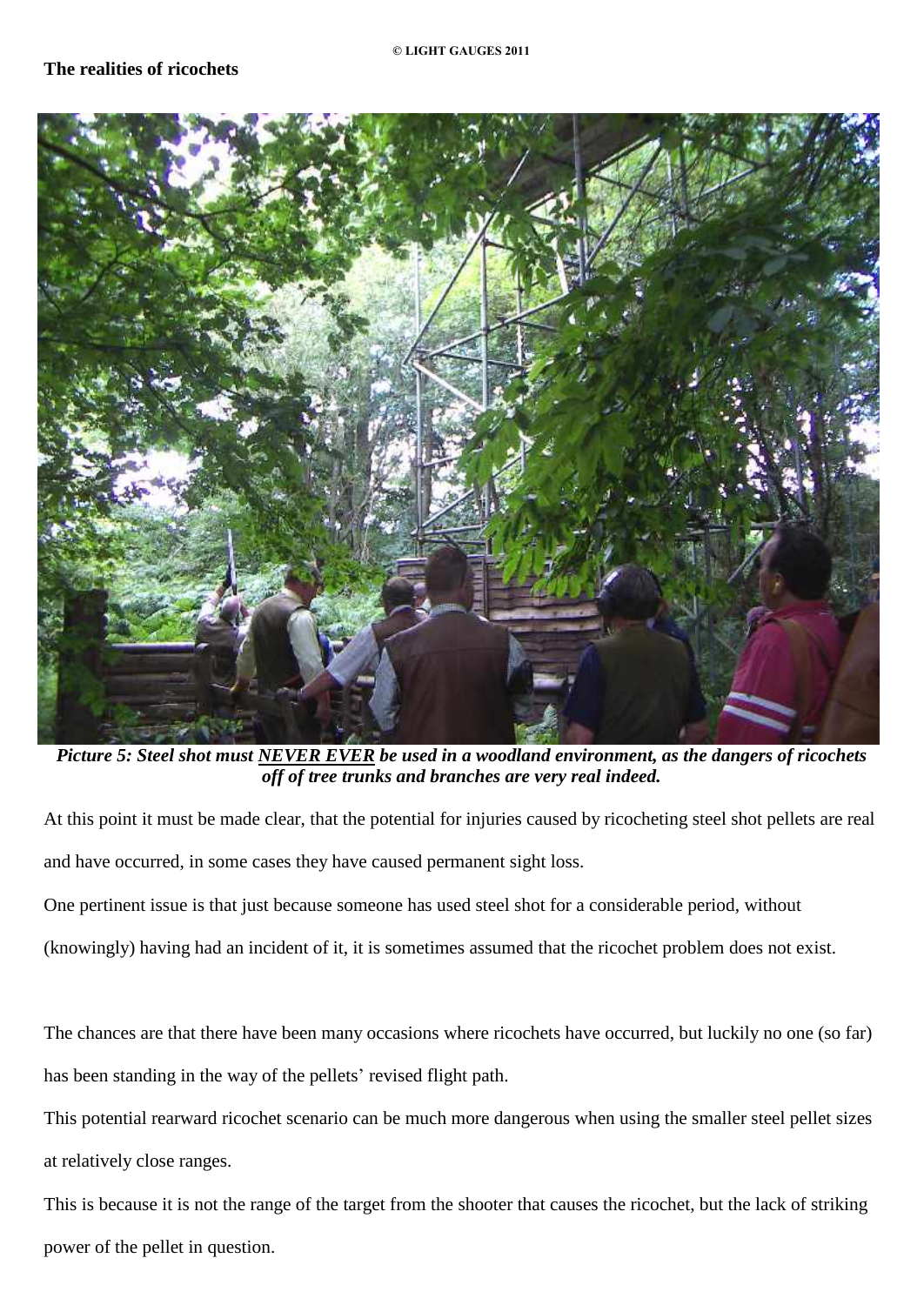## The realities of ricochets

***Picture 5: Steel shot must NEVER EVER be used in a woodland environment, as the dangers of ricochets off of tree trunks and branches are very real indeed.***

At this point it must be made clear, that the potential for injuries caused by ricocheting steel shot pellets are real and have occurred, in some cases they have caused permanent sight loss.

One pertinent issue is that just because someone has used steel shot for a considerable period, without (knowingly) having had an incident of it, it is sometimes assumed that the ricochet problem does not exist.

The chances are that there have been many occasions where ricochets have occurred, but luckily no one (so far) has been standing in the way of the pellets' revised flight path.

This potential rearward ricochet scenario can be much more dangerous when using the smaller steel pellet sizes at relatively close ranges.

This is because it is not the range of the target from the shooter that causes the ricochet, but the lack of striking power of the pellet in question.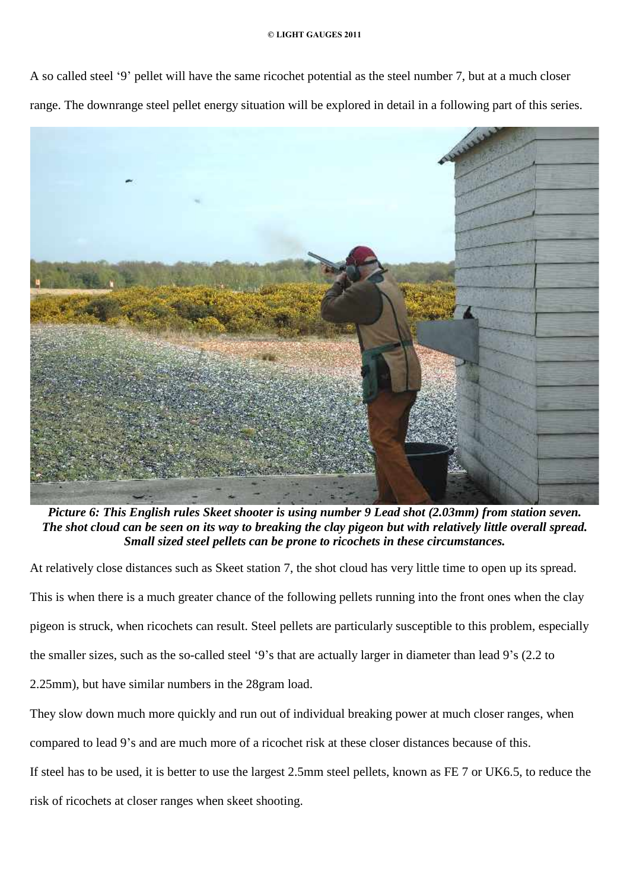A so called steel '9' pellet will have the same ricochet potential as the steel number 7, but at a much closer range. The downrange steel pellet energy situation will be explored in detail in a following part of this series.

***Picture 6: This English rules Skeet shooter is using number 9 Lead shot (2.03mm) from station seven. The shot cloud can be seen on its way to breaking the clay pigeon but with relatively little overall spread. Small sized steel pellets can be prone to ricochets in these circumstances.***

At relatively close distances such as Skeet station 7, the shot cloud has very little time to open up its spread. This is when there is a much greater chance of the following pellets running into the front ones when the clay pigeon is struck, when ricochets can result. Steel pellets are particularly susceptible to this problem, especially the smaller sizes, such as the so-called steel '9's that are actually larger in diameter than lead 9's (2.2 to 2.25mm), but have similar numbers in the 28gram load.

They slow down much more quickly and run out of individual breaking power at much closer ranges, when compared to lead 9's and are much more of a ricochet risk at these closer distances because of this.

If steel has to be used, it is better to use the largest 2.5mm steel pellets, known as FE 7 or UK6.5, to reduce the risk of ricochets at closer ranges when skeet shooting.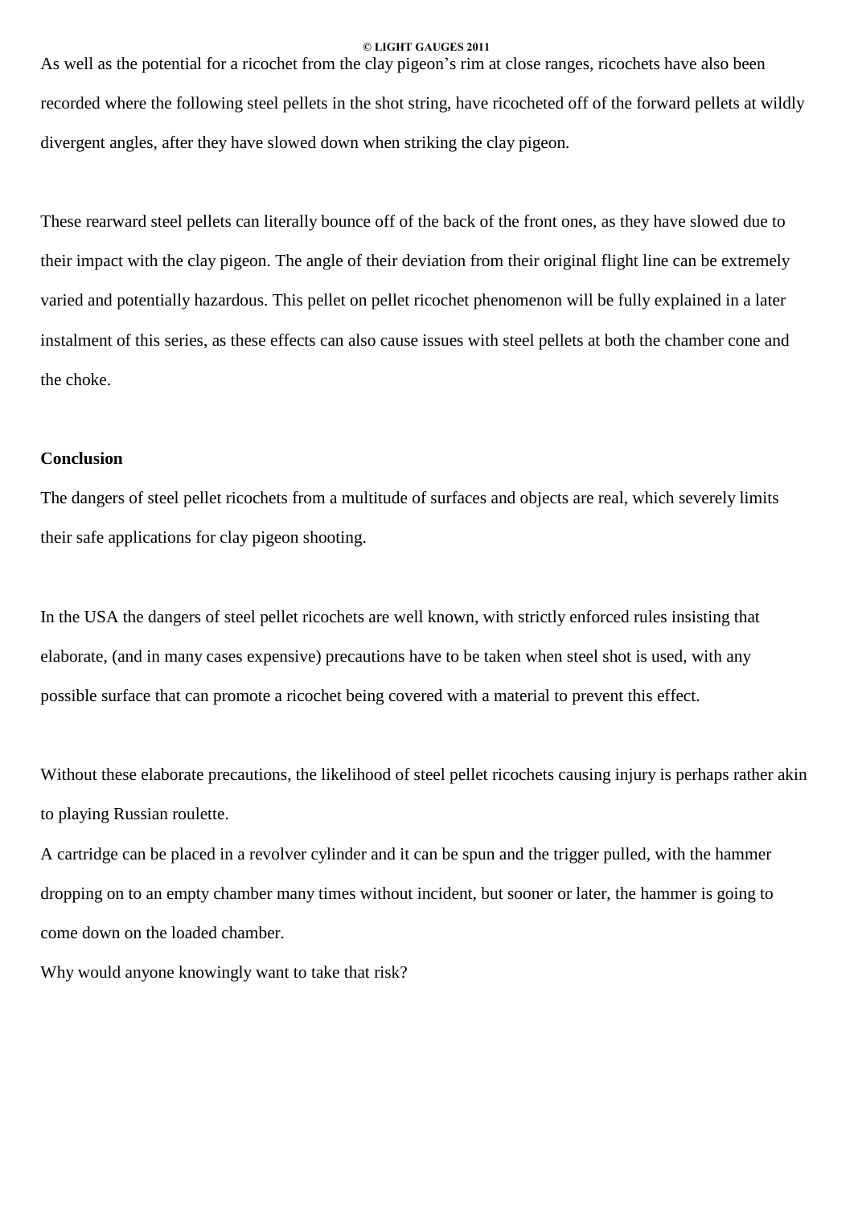As well as the potential for a ricochet from the clay pigeon's rim at close ranges, ricochets have also been recorded where the following steel pellets in the shot string, have ricocheted off of the forward pellets at wildly divergent angles, after they have slowed down when striking the clay pigeon.

These rearward steel pellets can literally bounce off of the back of the front ones, as they have slowed due to their impact with the clay pigeon. The angle of their deviation from their original flight line can be extremely varied and potentially hazardous. This pellet on pellet ricochet phenomenon will be fully explained in a later instalment of this series, as these effects can also cause issues with steel pellets at both the chamber cone and the choke.

**Conclusion**

The dangers of steel pellet ricochets from a multitude of surfaces and objects are real, which severely limits their safe applications for clay pigeon shooting.

In the USA the dangers of steel pellet ricochets are well known, with strictly enforced rules insisting that elaborate, (and in many cases expensive) precautions have to be taken when steel shot is used, with any possible surface that can promote a ricochet being covered with a material to prevent this effect.

Without these elaborate precautions, the likelihood of steel pellet ricochets causing injury is perhaps rather akin to playing Russian roulette.

A cartridge can be placed in a revolver cylinder and it can be spun and the trigger pulled, with the hammer dropping on to an empty chamber many times without incident, but sooner or later, the hammer is going to come down on the loaded chamber.

Why would anyone knowingly want to take that risk?